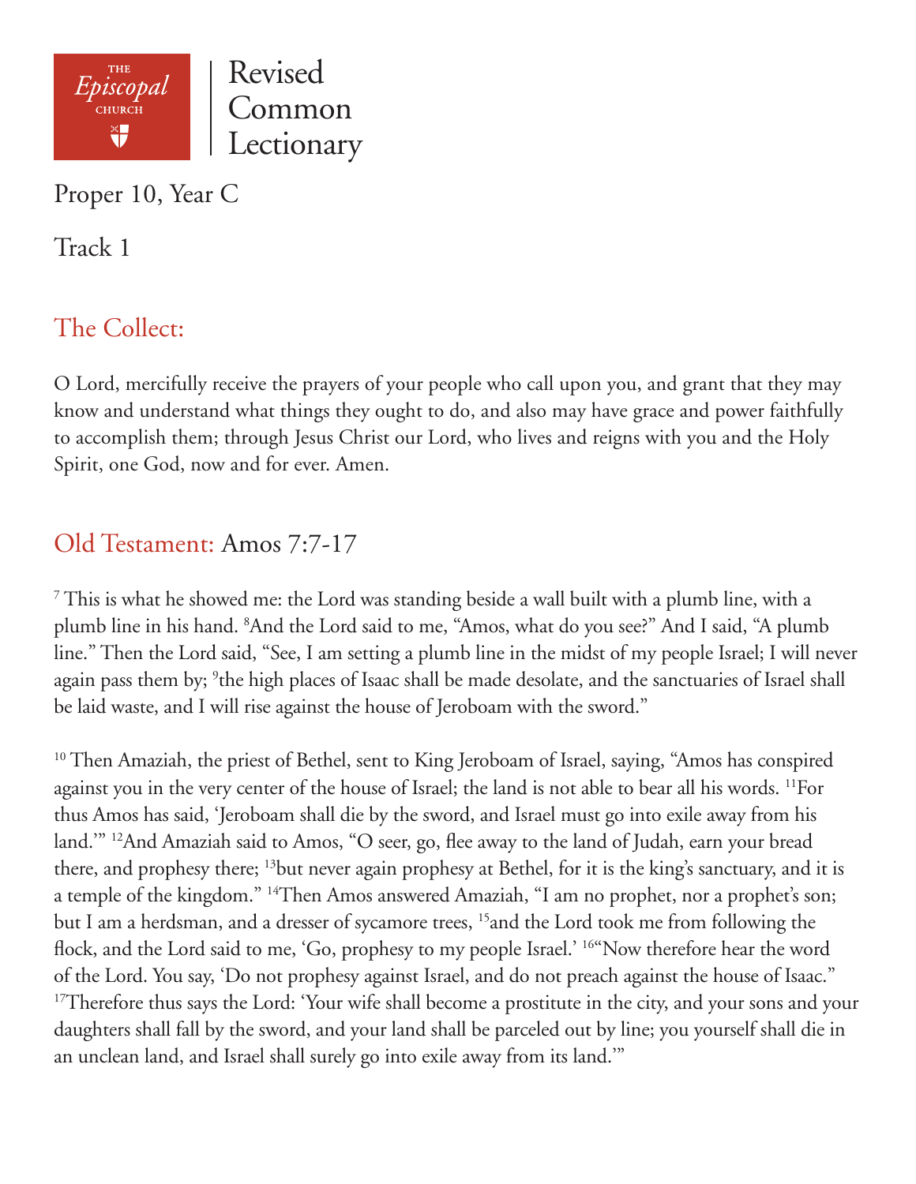# Revised Common Lectionary

THE *Episcopal* CHURCH

Proper 10, Year C

Track 1

## The Collect:

O Lord, mercifully receive the prayers of your people who call upon you, and grant that they may know and understand what things they ought to do, and also may have grace and power faithfully to accomplish them; through Jesus Christ our Lord, who lives and reigns with you and the Holy Spirit, one God, now and for ever. Amen.

## Old Testament: Amos 7:7-17

[7] This is what he showed me: the Lord was standing beside a wall built with a plumb line, with a plumb line in his hand. [8]And the Lord said to me, "Amos, what do you see?" And I said, "A plumb line." Then the Lord said, "See, I am setting a plumb line in the midst of my people Israel; I will never again pass them by; [9]the high places of Isaac shall be made desolate, and the sanctuaries of Israel shall be laid waste, and I will rise against the house of Jeroboam with the sword."

[10] Then Amaziah, the priest of Bethel, sent to King Jeroboam of Israel, saying, "Amos has conspired against you in the very center of the house of Israel; the land is not able to bear all his words. [11]For thus Amos has said, 'Jeroboam shall die by the sword, and Israel must go into exile away from his land.'" [12]And Amaziah said to Amos, "O seer, go, flee away to the land of Judah, earn your bread there, and prophesy there; [13]but never again prophesy at Bethel, for it is the king's sanctuary, and it is a temple of the kingdom." [14]Then Amos answered Amaziah, "I am no prophet, nor a prophet's son; but I am a herdsman, and a dresser of sycamore trees, [15]and the Lord took me from following the flock, and the Lord said to me, 'Go, prophesy to my people Israel.' [16]"Now therefore hear the word of the Lord. You say, 'Do not prophesy against Israel, and do not preach against the house of Isaac." [17]Therefore thus says the Lord: 'Your wife shall become a prostitute in the city, and your sons and your daughters shall fall by the sword, and your land shall be parceled out by line; you yourself shall die in an unclean land, and Israel shall surely go into exile away from its land.'"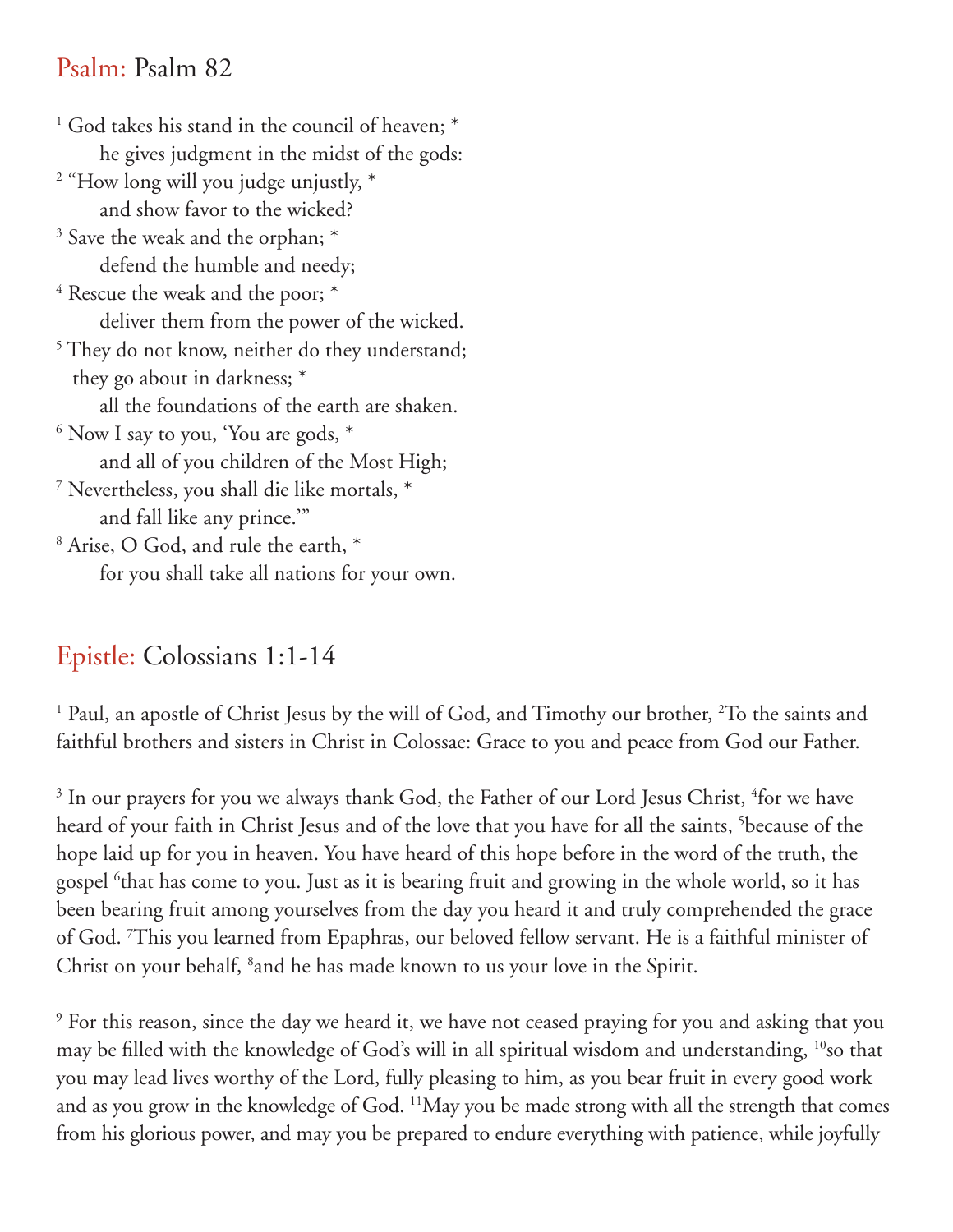## Psalm: Psalm 82

[1] God takes his stand in the council of heaven; *
  he gives judgment in the midst of the gods:
[2] "How long will you judge unjustly, *
  and show favor to the wicked?
[3] Save the weak and the orphan; *
  defend the humble and needy;
[4] Rescue the weak and the poor; *
  deliver them from the power of the wicked.
[5] They do not know, neither do they understand;
 they go about in darkness; *
  all the foundations of the earth are shaken.
[6] Now I say to you, 'You are gods, *
  and all of you children of the Most High;
[7] Nevertheless, you shall die like mortals, *
  and fall like any prince.'"
[8] Arise, O God, and rule the earth, *
  for you shall take all nations for your own.

## Epistle: Colossians 1:1-14

[1] Paul, an apostle of Christ Jesus by the will of God, and Timothy our brother, [2]To the saints and faithful brothers and sisters in Christ in Colossae: Grace to you and peace from God our Father.

[3] In our prayers for you we always thank God, the Father of our Lord Jesus Christ, [4]for we have heard of your faith in Christ Jesus and of the love that you have for all the saints, [5]because of the hope laid up for you in heaven. You have heard of this hope before in the word of the truth, the gospel [6]that has come to you. Just as it is bearing fruit and growing in the whole world, so it has been bearing fruit among yourselves from the day you heard it and truly comprehended the grace of God. [7]This you learned from Epaphras, our beloved fellow servant. He is a faithful minister of Christ on your behalf, [8]and he has made known to us your love in the Spirit.

[9] For this reason, since the day we heard it, we have not ceased praying for you and asking that you may be filled with the knowledge of God's will in all spiritual wisdom and understanding, [10]so that you may lead lives worthy of the Lord, fully pleasing to him, as you bear fruit in every good work and as you grow in the knowledge of God. [11]May you be made strong with all the strength that comes from his glorious power, and may you be prepared to endure everything with patience, while joyfully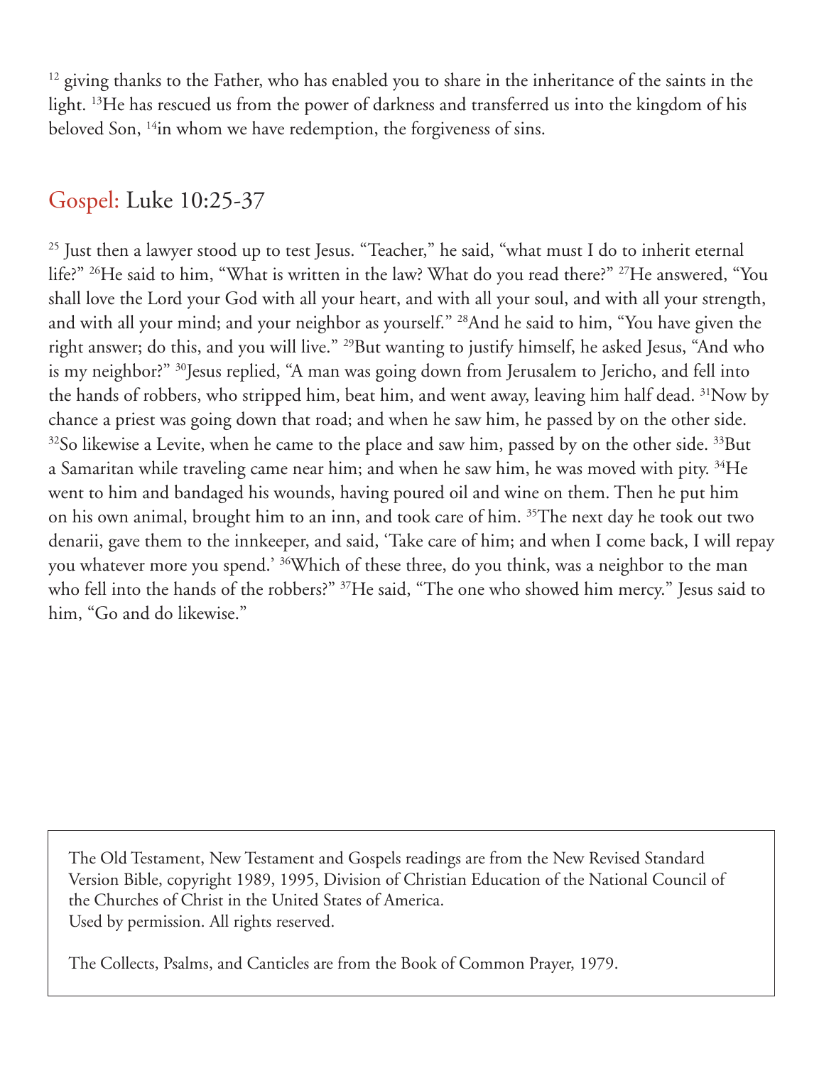[12] giving thanks to the Father, who has enabled you to share in the inheritance of the saints in the light. [13]He has rescued us from the power of darkness and transferred us into the kingdom of his beloved Son, [14]in whom we have redemption, the forgiveness of sins.

## Gospel: Luke 10:25-37

[25] Just then a lawyer stood up to test Jesus. "Teacher," he said, "what must I do to inherit eternal life?" [26]He said to him, "What is written in the law? What do you read there?" [27]He answered, "You shall love the Lord your God with all your heart, and with all your soul, and with all your strength, and with all your mind; and your neighbor as yourself." [28]And he said to him, "You have given the right answer; do this, and you will live." [29]But wanting to justify himself, he asked Jesus, "And who is my neighbor?" [30]Jesus replied, "A man was going down from Jerusalem to Jericho, and fell into the hands of robbers, who stripped him, beat him, and went away, leaving him half dead. [31]Now by chance a priest was going down that road; and when he saw him, he passed by on the other side. [32]So likewise a Levite, when he came to the place and saw him, passed by on the other side. [33]But a Samaritan while traveling came near him; and when he saw him, he was moved with pity. [34]He went to him and bandaged his wounds, having poured oil and wine on them. Then he put him on his own animal, brought him to an inn, and took care of him. [35]The next day he took out two denarii, gave them to the innkeeper, and said, 'Take care of him; and when I come back, I will repay you whatever more you spend.' [36]Which of these three, do you think, was a neighbor to the man who fell into the hands of the robbers?" [37]He said, "The one who showed him mercy." Jesus said to him, "Go and do likewise."

The Old Testament, New Testament and Gospels readings are from the New Revised Standard Version Bible, copyright 1989, 1995, Division of Christian Education of the National Council of the Churches of Christ in the United States of America.
Used by permission. All rights reserved.

The Collects, Psalms, and Canticles are from the Book of Common Prayer, 1979.